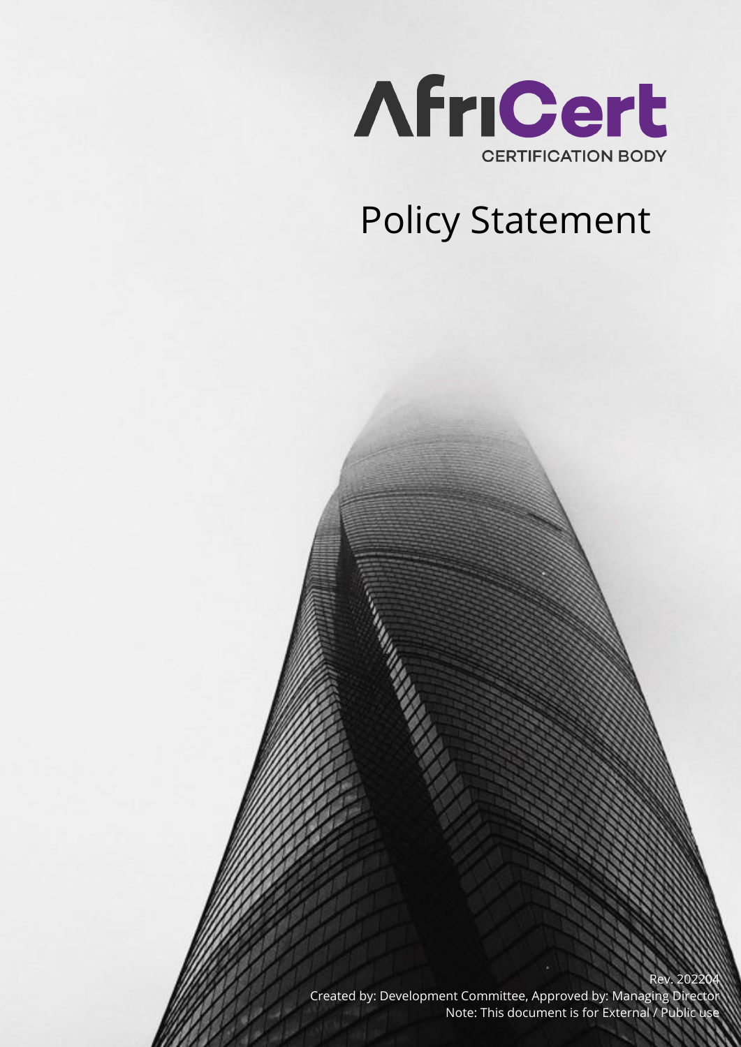AfriCert

CERTIFICATION BODY

# Policy Statement

Rev. 202204

Created by: Development Committee, Approved by: Managing Director

Note: This document is for External / Public use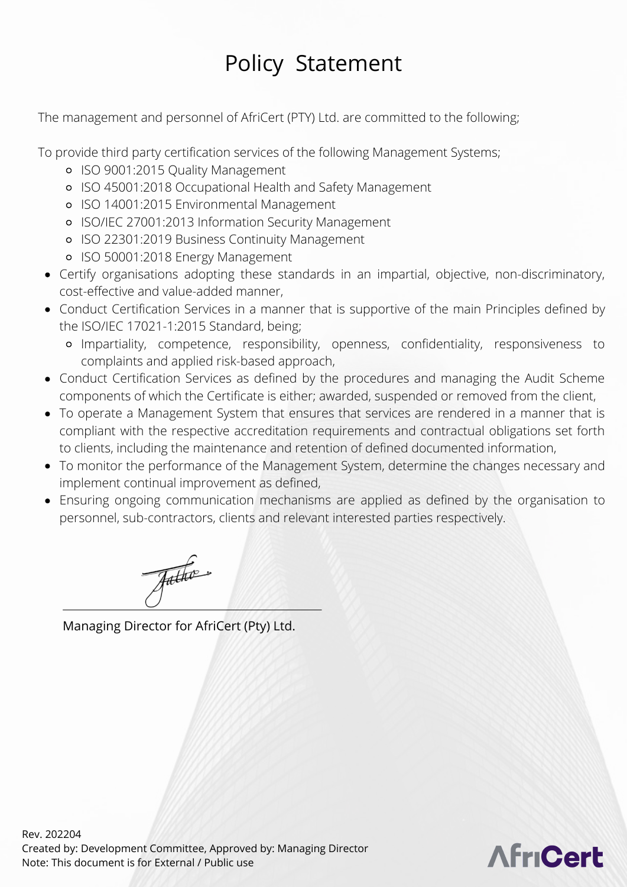# Policy Statement

The management and personnel of AfriCert (PTY) Ltd. are committed to the following;

To provide third party certification services of the following Management Systems;

- ISO 9001:2015 Quality Management
- ISO 45001:2018 Occupational Health and Safety Management
- ISO 14001:2015 Environmental Management
- ISO/IEC 27001:2013 Information Security Management
- ISO 22301:2019 Business Continuity Management
- ISO 50001:2018 Energy Management

- Certify organisations adopting these standards in an impartial, objective, non-discriminatory, cost-effective and value-added manner,
- Conduct Certification Services in a manner that is supportive of the main Principles defined by the ISO/IEC 17021-1:2015 Standard, being;
  - Impartiality, competence, responsibility, openness, confidentiality, responsiveness to complaints and applied risk-based approach,
- Conduct Certification Services as defined by the procedures and managing the Audit Scheme components of which the Certificate is either; awarded, suspended or removed from the client,
- To operate a Management System that ensures that services are rendered in a manner that is compliant with the respective accreditation requirements and contractual obligations set forth to clients, including the maintenance and retention of defined documented information,
- To monitor the performance of the Management System, determine the changes necessary and implement continual improvement as defined,
- Ensuring ongoing communication mechanisms are applied as defined by the organisation to personnel, sub-contractors, clients and relevant interested parties respectively.

Managing Director for AfriCert (Pty) Ltd.

Rev. 202204
Created by: Development Committee, Approved by: Managing Director
Note: This document is for External / Public use

AfriCert